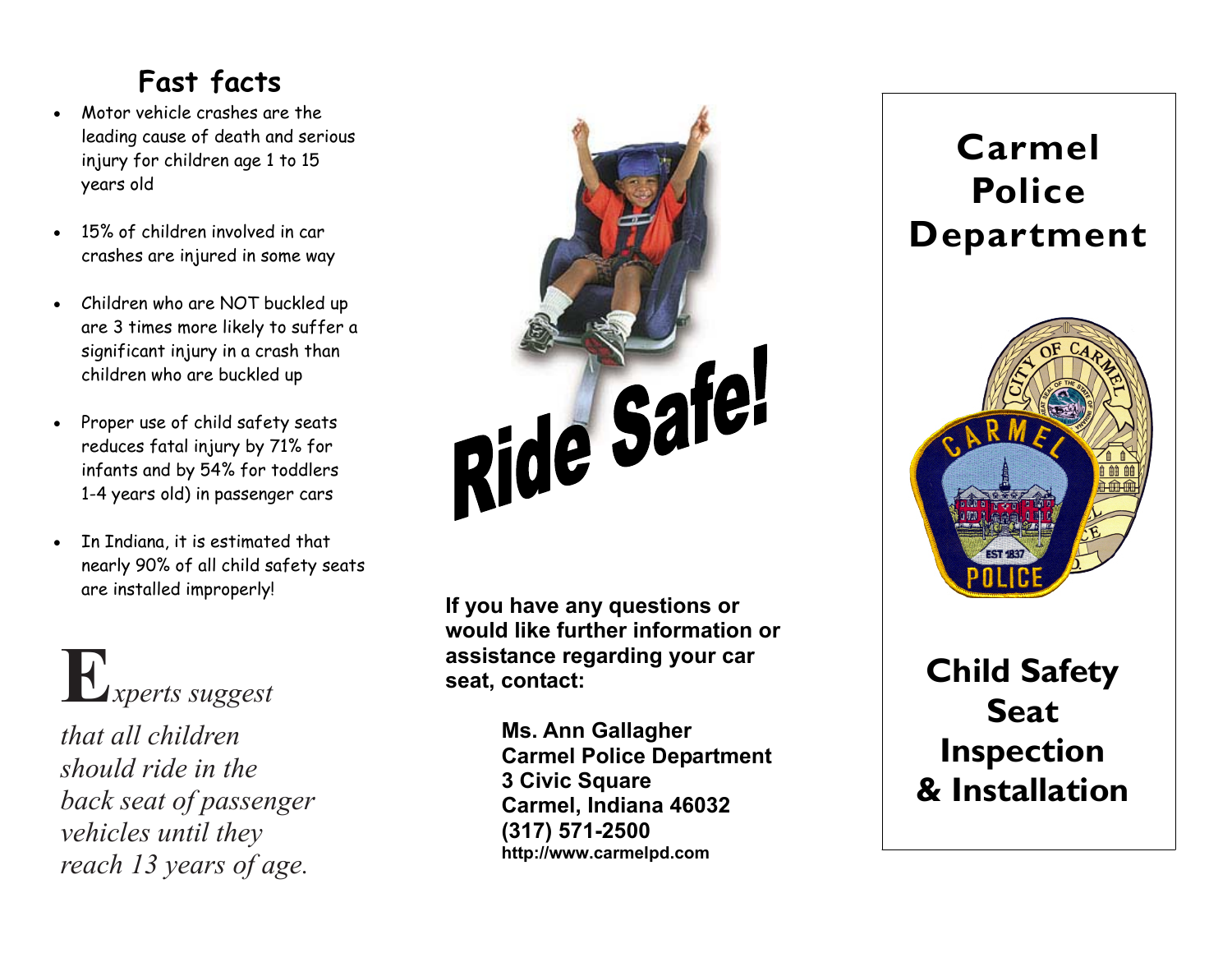## Fast facts

- Motor vehicle crashes are the leading cause of death and serious injury for children age 1 to 15 years old
- 15% of children involved in car crashes are injured in some way
- Children who are NOT buckled up are 3 times more likely to suffer a significant injury in a crash than children who are buckled up
- Proper use of child safety seats reduces fatal injury by 71% for infants and by 54% for toddlers 1-4 years old) in passenger cars
- In Indiana, it is estimated that nearly 90% of all child safety seats are installed improperly!

*Experts suggest that all children should ride in the back seat of passenger vehicles until they reach 13 years of age.*

Ride Safe!

**If you have any questions or would like further information or assistance regarding your car seat, contact:**

**Ms. Ann Gallagher**
**Carmel Police Department**
**3 Civic Square**
**Carmel, Indiana 46032**
**(317) 571-2500**
**http://www.carmelpd.com**

# Carmel Police Department

# Child Safety Seat Inspection & Installation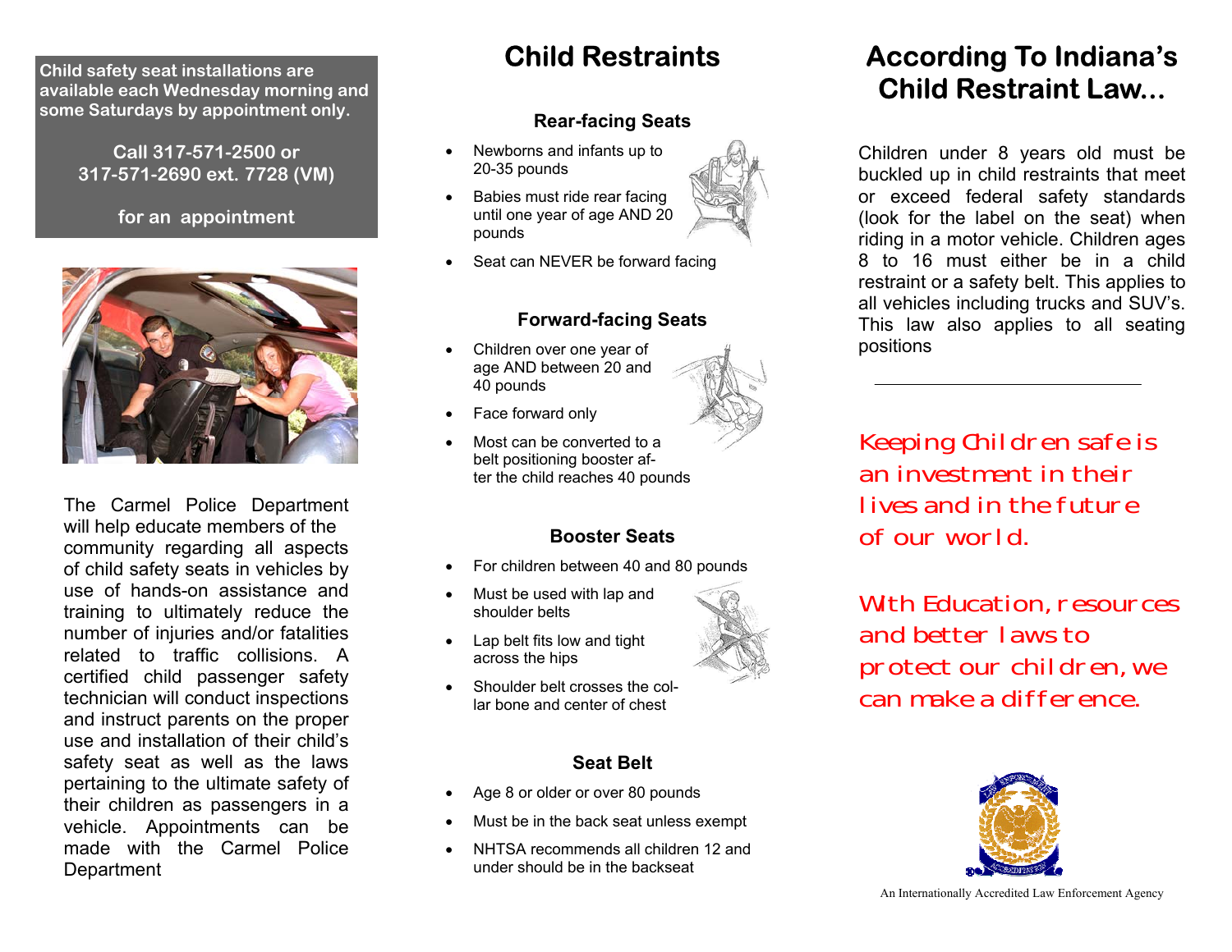**Child safety seat installations are available each Wednesday morning and some Saturdays by appointment only.**

**Call 317-571-2500 or 317-571-2690 ext. 7728 (VM)**

**for an appointment**

The Carmel Police Department will help educate members of the community regarding all aspects of child safety seats in vehicles by use of hands-on assistance and training to ultimately reduce the number of injuries and/or fatalities related to traffic collisions. A certified child passenger safety technician will conduct inspections and instruct parents on the proper use and installation of their child's safety seat as well as the laws pertaining to the ultimate safety of their children as passengers in a vehicle. Appointments can be made with the Carmel Police Department

# Child Restraints

### Rear-facing Seats

- Newborns and infants up to 20-35 pounds
- Babies must ride rear facing until one year of age AND 20 pounds
- Seat can NEVER be forward facing

### Forward-facing Seats

- Children over one year of age AND between 20 and 40 pounds
- Face forward only
- Most can be converted to a belt positioning booster after the child reaches 40 pounds

### Booster Seats

- For children between 40 and 80 pounds
- Must be used with lap and shoulder belts
- Lap belt fits low and tight across the hips
- Shoulder belt crosses the collar bone and center of chest

### Seat Belt

- Age 8 or older or over 80 pounds
- Must be in the back seat unless exempt
- NHTSA recommends all children 12 and under should be in the backseat

# According To Indiana's Child Restraint Law...

Children under 8 years old must be buckled up in child restraints that meet or exceed federal safety standards (look for the label on the seat) when riding in a motor vehicle. Children ages 8 to 16 must either be in a child restraint or a safety belt. This applies to all vehicles including trucks and SUV's. This law also applies to all seating positions

---

*Keeping Children safe is an investment in their lives and in the future of our world.*

*With Education, resources and better laws to protect our children, we can make a difference.*

An Internationally Accredited Law Enforcement Agency